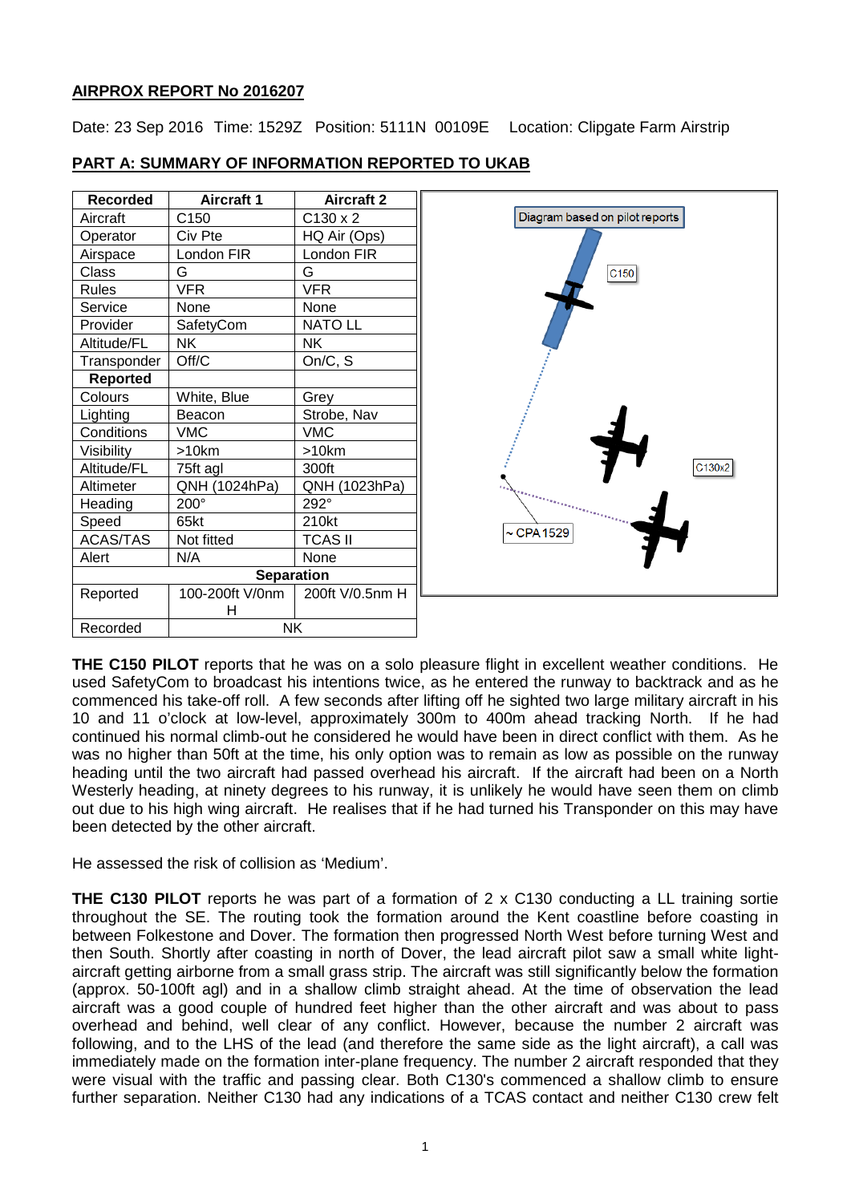## AIRPROX REPORT No 2016207

Date: 23 Sep 2016 Time: 1529Z Position: 5111N 00109E Location: Clipgate Farm Airstrip

## PART A: SUMMARY OF INFORMATION REPORTED TO UKAB

| Recorded | Aircraft 1 | Aircraft 2 |
|---|---|---|
| Aircraft | C150 | C130 x 2 |
| Operator | Civ Pte | HQ Air (Ops) |
| Airspace | London FIR | London FIR |
| Class | G | G |
| Rules | VFR | VFR |
| Service | None | None |
| Provider | SafetyCom | NATO LL |
| Altitude/FL | NK | NK |
| Transponder | Off/C | On/C, S |
| **Reported** | | |
| Colours | White, Blue | Grey |
| Lighting | Beacon | Strobe, Nav |
| Conditions | VMC | VMC |
| Visibility | >10km | >10km |
| Altitude/FL | 75ft agl | 300ft |
| Altimeter | QNH (1024hPa) | QNH (1023hPa) |
| Heading | 200° | 292° |
| Speed | 65kt | 210kt |
| ACAS/TAS | Not fitted | TCAS II |
| Alert | N/A | None |
| **Separation** | | |
| Reported | 100-200ft V/0nm H | 200ft V/0.5nm H |
| Recorded | NK | |

**THE C150 PILOT** reports that he was on a solo pleasure flight in excellent weather conditions. He used SafetyCom to broadcast his intentions twice, as he entered the runway to backtrack and as he commenced his take-off roll. A few seconds after lifting off he sighted two large military aircraft in his 10 and 11 o'clock at low-level, approximately 300m to 400m ahead tracking North. If he had continued his normal climb-out he considered he would have been in direct conflict with them. As he was no higher than 50ft at the time, his only option was to remain as low as possible on the runway heading until the two aircraft had passed overhead his aircraft. If the aircraft had been on a North Westerly heading, at ninety degrees to his runway, it is unlikely he would have seen them on climb out due to his high wing aircraft. He realises that if he had turned his Transponder on this may have been detected by the other aircraft.

He assessed the risk of collision as 'Medium'.

**THE C130 PILOT** reports he was part of a formation of 2 x C130 conducting a LL training sortie throughout the SE. The routing took the formation around the Kent coastline before coasting in between Folkestone and Dover. The formation then progressed North West before turning West and then South. Shortly after coasting in north of Dover, the lead aircraft pilot saw a small white light-aircraft getting airborne from a small grass strip. The aircraft was still significantly below the formation (approx. 50-100ft agl) and in a shallow climb straight ahead. At the time of observation the lead aircraft was a good couple of hundred feet higher than the other aircraft and was about to pass overhead and behind, well clear of any conflict. However, because the number 2 aircraft was following, and to the LHS of the lead (and therefore the same side as the light aircraft), a call was immediately made on the formation inter-plane frequency. The number 2 aircraft responded that they were visual with the traffic and passing clear. Both C130's commenced a shallow climb to ensure further separation. Neither C130 had any indications of a TCAS contact and neither C130 crew felt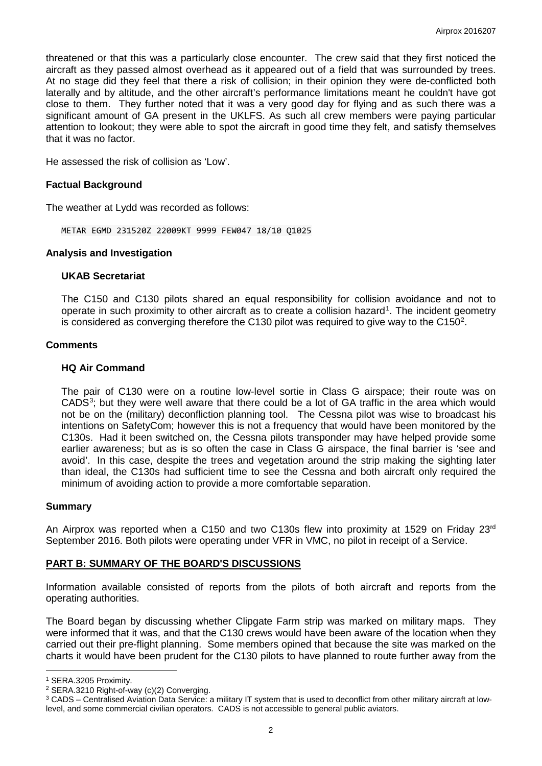threatened or that this was a particularly close encounter. The crew said that they first noticed the aircraft as they passed almost overhead as it appeared out of a field that was surrounded by trees. At no stage did they feel that there a risk of collision; in their opinion they were de-conflicted both laterally and by altitude, and the other aircraft's performance limitations meant he couldn't have got close to them. They further noted that it was a very good day for flying and as such there was a significant amount of GA present in the UKLFS. As such all crew members were paying particular attention to lookout; they were able to spot the aircraft in good time they felt, and satisfy themselves that it was no factor.

He assessed the risk of collision as 'Low'.

## Factual Background

The weather at Lydd was recorded as follows:

```
METAR EGMD 231520Z 22009KT 9999 FEW047 18/10 Q1025
```

## Analysis and Investigation

### UKAB Secretariat

The C150 and C130 pilots shared an equal responsibility for collision avoidance and not to operate in such proximity to other aircraft as to create a collision hazard[1]. The incident geometry is considered as converging therefore the C130 pilot was required to give way to the C150[2].

## Comments

### HQ Air Command

The pair of C130 were on a routine low-level sortie in Class G airspace; their route was on CADS[3]; but they were well aware that there could be a lot of GA traffic in the area which would not be on the (military) deconfliction planning tool. The Cessna pilot was wise to broadcast his intentions on SafetyCom; however this is not a frequency that would have been monitored by the C130s. Had it been switched on, the Cessna pilots transponder may have helped provide some earlier awareness; but as is so often the case in Class G airspace, the final barrier is 'see and avoid'. In this case, despite the trees and vegetation around the strip making the sighting later than ideal, the C130s had sufficient time to see the Cessna and both aircraft only required the minimum of avoiding action to provide a more comfortable separation.

## Summary

An Airprox was reported when a C150 and two C130s flew into proximity at 1529 on Friday 23rd September 2016. Both pilots were operating under VFR in VMC, no pilot in receipt of a Service.

## PART B: SUMMARY OF THE BOARD'S DISCUSSIONS

Information available consisted of reports from the pilots of both aircraft and reports from the operating authorities.

The Board began by discussing whether Clipgate Farm strip was marked on military maps. They were informed that it was, and that the C130 crews would have been aware of the location when they carried out their pre-flight planning. Some members opined that because the site was marked on the charts it would have been prudent for the C130 pilots to have planned to route further away from the

---

[1] SERA.3205 Proximity.

[2] SERA.3210 Right-of-way (c)(2) Converging.

[3] CADS – Centralised Aviation Data Service: a military IT system that is used to deconflict from other military aircraft at low-level, and some commercial civilian operators. CADS is not accessible to general public aviators.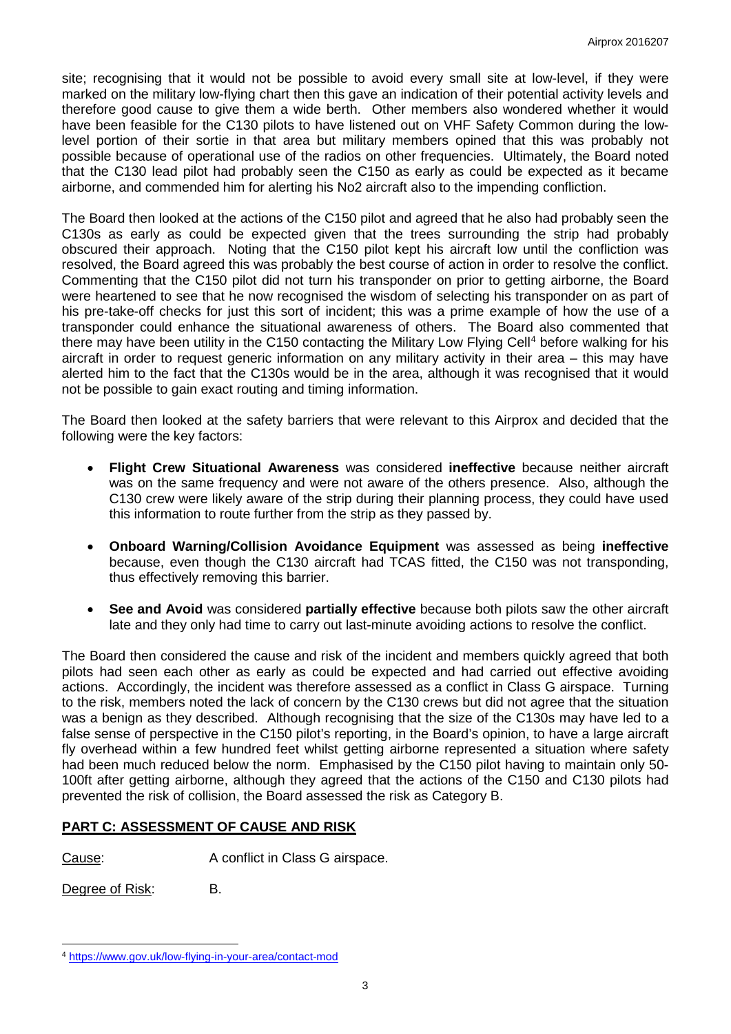site; recognising that it would not be possible to avoid every small site at low-level, if they were marked on the military low-flying chart then this gave an indication of their potential activity levels and therefore good cause to give them a wide berth. Other members also wondered whether it would have been feasible for the C130 pilots to have listened out on VHF Safety Common during the low-level portion of their sortie in that area but military members opined that this was probably not possible because of operational use of the radios on other frequencies. Ultimately, the Board noted that the C130 lead pilot had probably seen the C150 as early as could be expected as it became airborne, and commended him for alerting his No2 aircraft also to the impending confliction.

The Board then looked at the actions of the C150 pilot and agreed that he also had probably seen the C130s as early as could be expected given that the trees surrounding the strip had probably obscured their approach. Noting that the C150 pilot kept his aircraft low until the confliction was resolved, the Board agreed this was probably the best course of action in order to resolve the conflict. Commenting that the C150 pilot did not turn his transponder on prior to getting airborne, the Board were heartened to see that he now recognised the wisdom of selecting his transponder on as part of his pre-take-off checks for just this sort of incident; this was a prime example of how the use of a transponder could enhance the situational awareness of others. The Board also commented that there may have been utility in the C150 contacting the Military Low Flying Cell[4] before walking for his aircraft in order to request generic information on any military activity in their area – this may have alerted him to the fact that the C130s would be in the area, although it was recognised that it would not be possible to gain exact routing and timing information.

The Board then looked at the safety barriers that were relevant to this Airprox and decided that the following were the key factors:

- **Flight Crew Situational Awareness** was considered **ineffective** because neither aircraft was on the same frequency and were not aware of the others presence. Also, although the C130 crew were likely aware of the strip during their planning process, they could have used this information to route further from the strip as they passed by.
- **Onboard Warning/Collision Avoidance Equipment** was assessed as being **ineffective** because, even though the C130 aircraft had TCAS fitted, the C150 was not transponding, thus effectively removing this barrier.
- **See and Avoid** was considered **partially effective** because both pilots saw the other aircraft late and they only had time to carry out last-minute avoiding actions to resolve the conflict.

The Board then considered the cause and risk of the incident and members quickly agreed that both pilots had seen each other as early as could be expected and had carried out effective avoiding actions. Accordingly, the incident was therefore assessed as a conflict in Class G airspace. Turning to the risk, members noted the lack of concern by the C130 crews but did not agree that the situation was a benign as they described. Although recognising that the size of the C130s may have led to a false sense of perspective in the C150 pilot's reporting, in the Board's opinion, to have a large aircraft fly overhead within a few hundred feet whilst getting airborne represented a situation where safety had been much reduced below the norm. Emphasised by the C150 pilot having to maintain only 50-100ft after getting airborne, although they agreed that the actions of the C150 and C130 pilots had prevented the risk of collision, the Board assessed the risk as Category B.

## PART C: ASSESSMENT OF CAUSE AND RISK

Cause: A conflict in Class G airspace.

Degree of Risk: B.

[4] https://www.gov.uk/low-flying-in-your-area/contact-mod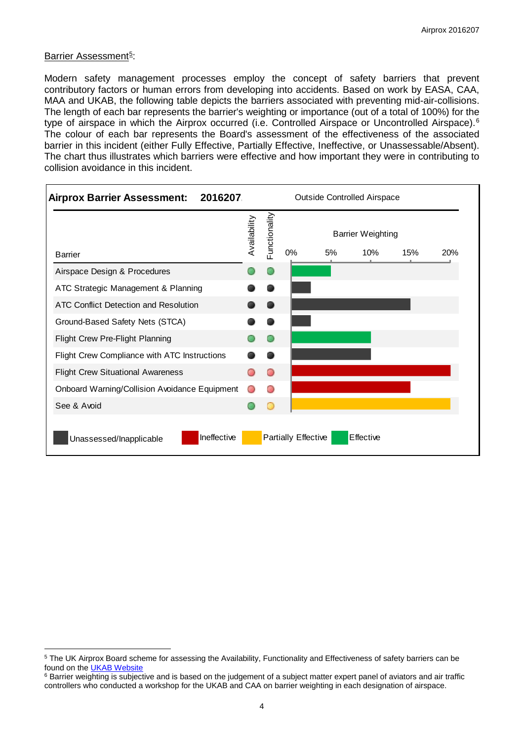Barrier Assessment[5]:

Modern safety management processes employ the concept of safety barriers that prevent contributory factors or human errors from developing into accidents. Based on work by EASA, CAA, MAA and UKAB, the following table depicts the barriers associated with preventing mid-air-collisions. The length of each bar represents the barrier's weighting or importance (out of a total of 100%) for the type of airspace in which the Airprox occurred (i.e. Controlled Airspace or Uncontrolled Airspace).[6] The colour of each bar represents the Board's assessment of the effectiveness of the associated barrier in this incident (either Fully Effective, Partially Effective, Ineffective, or Unassessable/Absent). The chart thus illustrates which barriers were effective and how important they were in contributing to collision avoidance in this incident.

**Airprox Barrier Assessment: 2016207**

Outside Controlled Airspace

Barrier

Availability

Functionality

Barrier Weighting

0%

5%

10%

15%

20%

Airspace Design & Procedures

ATC Strategic Management & Planning

ATC Conflict Detection and Resolution

Ground-Based Safety Nets (STCA)

Flight Crew Pre-Flight Planning

Flight Crew Compliance with ATC Instructions

Flight Crew Situational Awareness

Onboard Warning/Collision Avoidance Equipment

See & Avoid

Unassessed/Inapplicable

Ineffective

Partially Effective

Effective

---

[5] The UK Airprox Board scheme for assessing the Availability, Functionality and Effectiveness of safety barriers can be found on the UKAB Website

[6] Barrier weighting is subjective and is based on the judgement of a subject matter expert panel of aviators and air traffic controllers who conducted a workshop for the UKAB and CAA on barrier weighting in each designation of airspace.